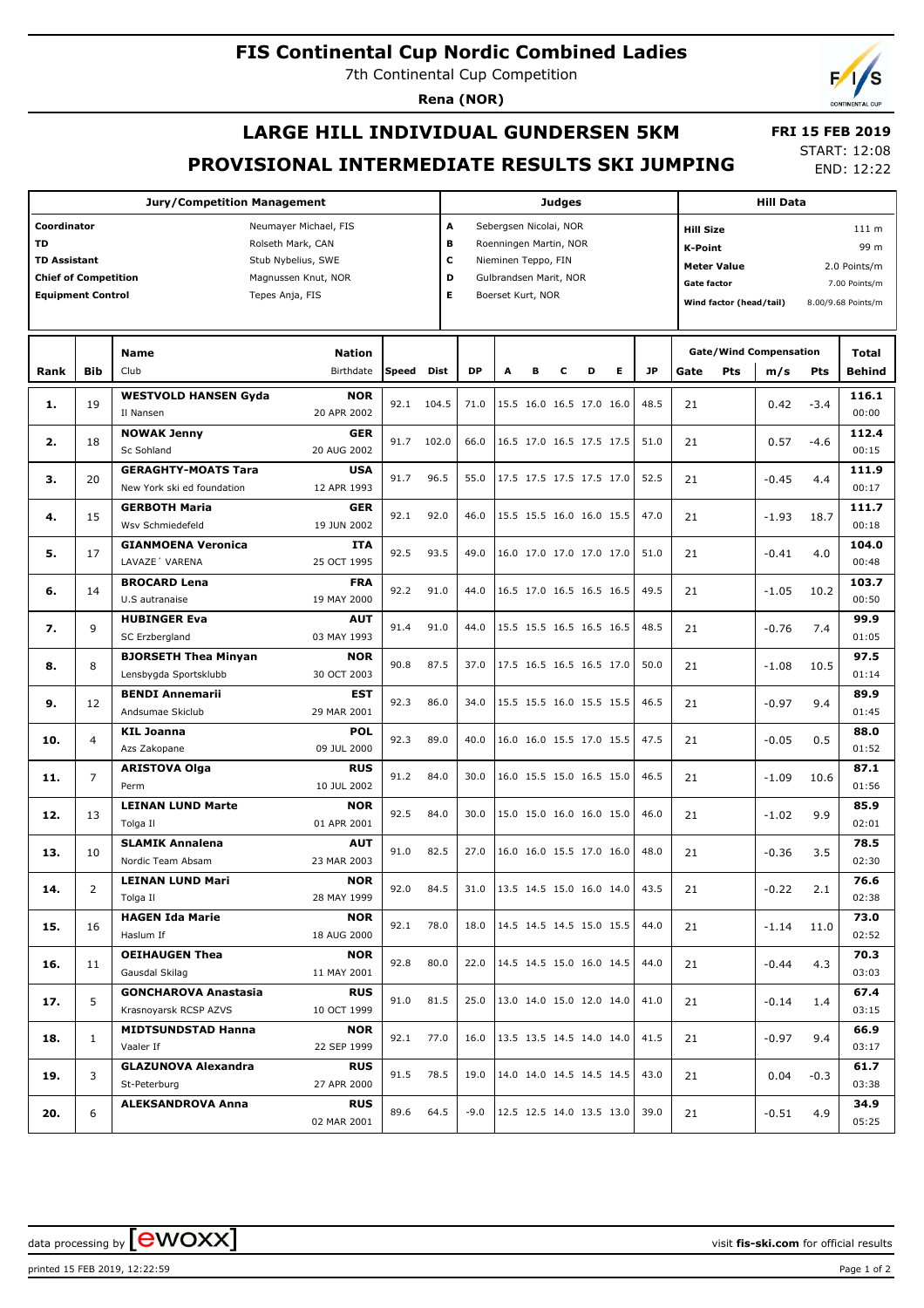# FIS Continental Cup Nordic Combined Ladies

7th Continental Cup Competition

**Rena (NOR)**

## LARGE HILL INDIVIDUAL GUNDERSEN 5KM

## PROVISIONAL INTERMEDIATE RESULTS SKI JUMPING

**FRI 15 FEB 2019**

START: 12:08

END: 12:22

| Jury/Competition Management | |
|---|---|
| Coordinator | Neumayer Michael, FIS |
| TD | Rolseth Mark, CAN |
| TD Assistant | Stub Nybelius, SWE |
| Chief of Competition | Magnussen Knut, NOR |
| Equipment Control | Tepes Anja, FIS |

| Judges | |
|---|---|
| A | Sebergsen Nicolai, NOR |
| B | Roenningen Martin, NOR |
| C | Nieminen Teppo, FIN |
| D | Gulbrandsen Marit, NOR |
| E | Boerset Kurt, NOR |

| Hill Data | |
|---|---|
| Hill Size | 111 m |
| K-Point | 99 m |
| Meter Value | 2.0 Points/m |
| Gate factor | 7.00 Points/m |
| Wind factor (head/tail) | 8.00/9.68 Points/m |

| Rank | Bib | Name / Club | Nation / Birthdate | Speed | Dist | DP | A | B | C | D | E | JP | Gate | Pts | m/s | Pts | Total / Behind |
|---|---|---|---|---|---|---|---|---|---|---|---|---|---|---|---|---|---|
| 1. | 19 | **WESTVOLD HANSEN Gyda** Il Nansen | **NOR** 20 APR 2002 | 92.1 | 104.5 | 71.0 | 15.5 | 16.0 | 16.5 | 17.0 | 16.0 | 48.5 | 21 | | 0.42 | -3.4 | **116.1** 00:00 |
| 2. | 18 | **NOWAK Jenny** Sc Sohland | **GER** 20 AUG 2002 | 91.7 | 102.0 | 66.0 | 16.5 | 17.0 | 16.5 | 17.5 | 17.5 | 51.0 | 21 | | 0.57 | -4.6 | **112.4** 00:15 |
| 3. | 20 | **GERAGHTY-MOATS Tara** New York ski ed foundation | **USA** 12 APR 1993 | 91.7 | 96.5 | 55.0 | 17.5 | 17.5 | 17.5 | 17.5 | 17.0 | 52.5 | 21 | | -0.45 | 4.4 | **111.9** 00:17 |
| 4. | 15 | **GERBOTH Maria** Wsv Schmiedefeld | **GER** 19 JUN 2002 | 92.1 | 92.0 | 46.0 | 15.5 | 15.5 | 16.0 | 16.0 | 15.5 | 47.0 | 21 | | -1.93 | 18.7 | **111.7** 00:18 |
| 5. | 17 | **GIANMOENA Veronica** LAVAZE´ VARENA | **ITA** 25 OCT 1995 | 92.5 | 93.5 | 49.0 | 16.0 | 17.0 | 17.0 | 17.0 | 17.0 | 51.0 | 21 | | -0.41 | 4.0 | **104.0** 00:48 |
| 6. | 14 | **BROCARD Lena** U.S autranaise | **FRA** 19 MAY 2000 | 92.2 | 91.0 | 44.0 | 16.5 | 17.0 | 16.5 | 16.5 | 16.5 | 49.5 | 21 | | -1.05 | 10.2 | **103.7** 00:50 |
| 7. | 9 | **HUBINGER Eva** SC Erzbergland | **AUT** 03 MAY 1993 | 91.4 | 91.0 | 44.0 | 15.5 | 15.5 | 16.5 | 16.5 | 16.5 | 48.5 | 21 | | -0.76 | 7.4 | **99.9** 01:05 |
| 8. | 8 | **BJORSETH Thea Minyan** Lensbygda Sportsklubb | **NOR** 30 OCT 2003 | 90.8 | 87.5 | 37.0 | 17.5 | 16.5 | 16.5 | 16.5 | 17.0 | 50.0 | 21 | | -1.08 | 10.5 | **97.5** 01:14 |
| 9. | 12 | **BENDI Annemarii** Andsumae Skiclub | **EST** 29 MAR 2001 | 92.3 | 86.0 | 34.0 | 15.5 | 15.5 | 16.0 | 15.5 | 15.5 | 46.5 | 21 | | -0.97 | 9.4 | **89.9** 01:45 |
| 10. | 4 | **KIL Joanna** Azs Zakopane | **POL** 09 JUL 2000 | 92.3 | 89.0 | 40.0 | 16.0 | 16.0 | 15.5 | 17.0 | 15.5 | 47.5 | 21 | | -0.05 | 0.5 | **88.0** 01:52 |
| 11. | 7 | **ARISTOVA Olga** Perm | **RUS** 10 JUL 2002 | 91.2 | 84.0 | 30.0 | 16.0 | 15.5 | 15.0 | 16.5 | 15.0 | 46.5 | 21 | | -1.09 | 10.6 | **87.1** 01:56 |
| 12. | 13 | **LEINAN LUND Marte** Tolga Il | **NOR** 01 APR 2001 | 92.5 | 84.0 | 30.0 | 15.0 | 15.0 | 16.0 | 16.0 | 15.0 | 46.0 | 21 | | -1.02 | 9.9 | **85.9** 02:01 |
| 13. | 10 | **SLAMIK Annalena** Nordic Team Absam | **AUT** 23 MAR 2003 | 91.0 | 82.5 | 27.0 | 16.0 | 16.0 | 15.5 | 17.0 | 16.0 | 48.0 | 21 | | -0.36 | 3.5 | **78.5** 02:30 |
| 14. | 2 | **LEINAN LUND Mari** Tolga Il | **NOR** 28 MAY 1999 | 92.0 | 84.5 | 31.0 | 13.5 | 14.5 | 15.0 | 16.0 | 14.0 | 43.5 | 21 | | -0.22 | 2.1 | **76.6** 02:38 |
| 15. | 16 | **HAGEN Ida Marie** Haslum If | **NOR** 18 AUG 2000 | 92.1 | 78.0 | 18.0 | 14.5 | 14.5 | 14.5 | 15.0 | 15.5 | 44.0 | 21 | | -1.14 | 11.0 | **73.0** 02:52 |
| 16. | 11 | **OEIHAUGEN Thea** Gausdal Skilag | **NOR** 11 MAY 2001 | 92.8 | 80.0 | 22.0 | 14.5 | 14.5 | 15.0 | 16.0 | 14.5 | 44.0 | 21 | | -0.44 | 4.3 | **70.3** 03:03 |
| 17. | 5 | **GONCHAROVA Anastasia** Krasnoyarsk RCSP AZVS | **RUS** 10 OCT 1999 | 91.0 | 81.5 | 25.0 | 13.0 | 14.0 | 15.0 | 12.0 | 14.0 | 41.0 | 21 | | -0.14 | 1.4 | **67.4** 03:15 |
| 18. | 1 | **MIDTSUNDSTAD Hanna** Vaaler If | **NOR** 22 SEP 1999 | 92.1 | 77.0 | 16.0 | 13.5 | 13.5 | 14.5 | 14.0 | 14.0 | 41.5 | 21 | | -0.97 | 9.4 | **66.9** 03:17 |
| 19. | 3 | **GLAZUNOVA Alexandra** St-Peterburg | **RUS** 27 APR 2000 | 91.5 | 78.5 | 19.0 | 14.0 | 14.0 | 14.5 | 14.5 | 14.5 | 43.0 | 21 | | 0.04 | -0.3 | **61.7** 03:38 |
| 20. | 6 | **ALEKSANDROVA Anna** | **RUS** 02 MAR 2001 | 89.6 | 64.5 | -9.0 | 12.5 | 12.5 | 14.0 | 13.5 | 13.0 | 39.0 | 21 | | -0.51 | 4.9 | **34.9** 05:25 |

data processing by ewoxx — visit **fis-ski.com** for official results

printed 15 FEB 2019, 12:22:59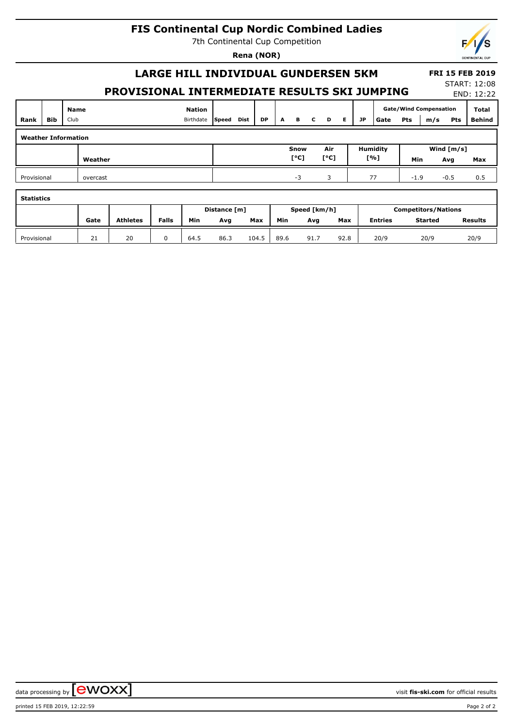# FIS Continental Cup Nordic Combined Ladies

7th Continental Cup Competition

**Rena (NOR)**

## LARGE HILL INDIVIDUAL GUNDERSEN 5KM

**FRI 15 FEB 2019**

START: 12:08

END: 12:22

## PROVISIONAL INTERMEDIATE RESULTS SKI JUMPING

| Rank | Bib | Name / Club | Nation / Birthdate | Speed | Dist | DP | A | B | C | D | E | JP | Gate | Gate/Wind Compensation Pts | m/s | Pts | Total Behind |
|---|---|---|---|---|---|---|---|---|---|---|---|---|---|---|---|---|---|

**Weather Information**

| | Weather | Snow [°C] | Air [°C] | Humidity [%] | Wind [m/s] Min | Avg | Max |
|---|---|---|---|---|---|---|---|
| Provisional | overcast | -3 | 3 | 77 | -1.9 | -0.5 | 0.5 |

**Statistics**

| | Gate | Athletes | Falls | Distance [m] Min | Avg | Max | Speed [km/h] Min | Avg | Max | Competitors/Nations Entries | Started | Results |
|---|---|---|---|---|---|---|---|---|---|---|---|---|
| Provisional | 21 | 20 | 0 | 64.5 | 86.3 | 104.5 | 89.6 | 91.7 | 92.8 | 20/9 | 20/9 | 20/9 |

data processing by [ewoxx]

visit **fis-ski.com** for official results

printed 15 FEB 2019, 12:22:59